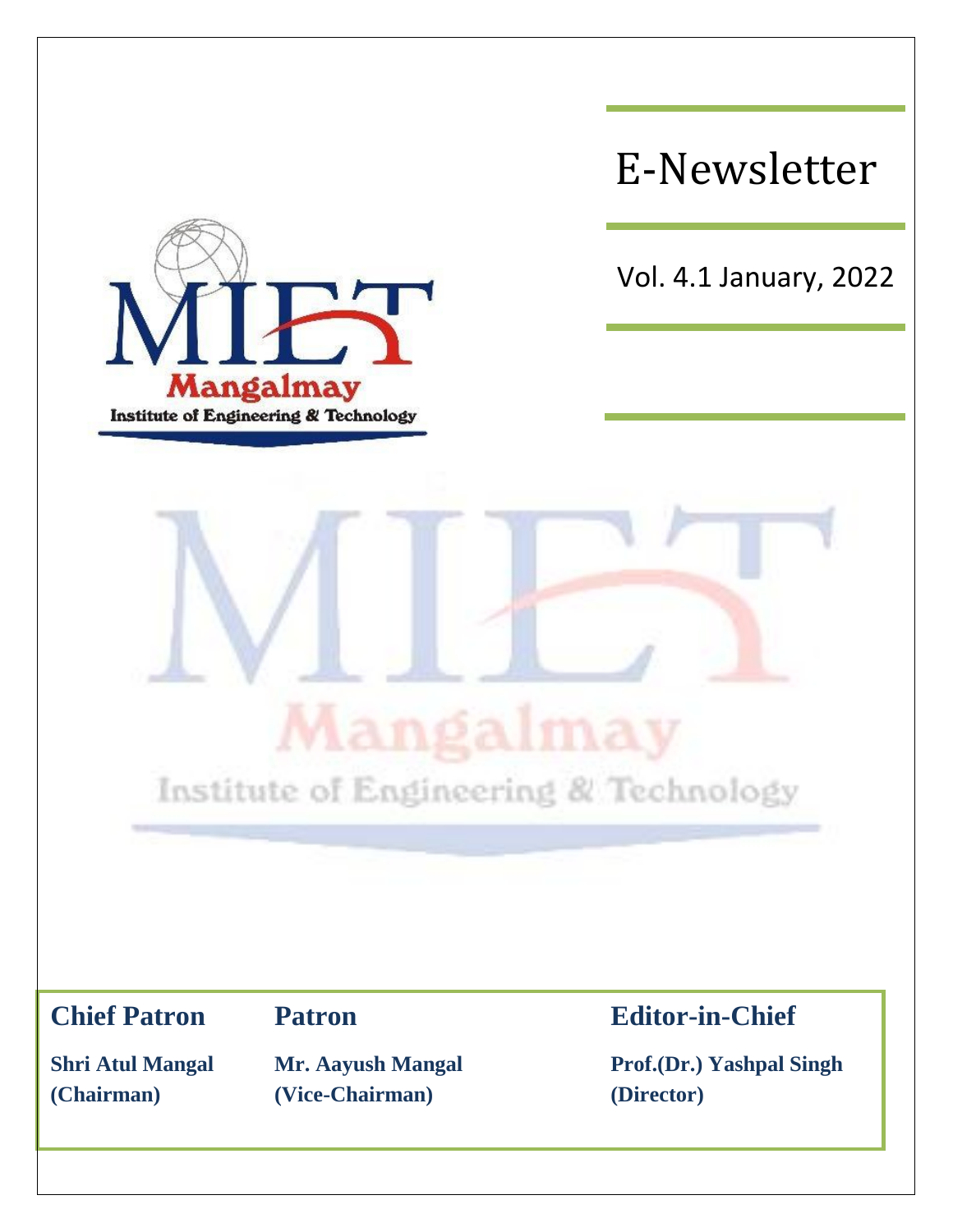# E-Newsletter

Vol. 4.1 January, 2022

MIET
Mangalmay
Institute of Engineering & Technology

| **Chief Patron** | **Patron** | **Editor-in-Chief** |
| --- | --- | --- |
| **Shri Atul Mangal (Chairman)** | **Mr. Aayush Mangal (Vice-Chairman)** | **Prof.(Dr.) Yashpal Singh (Director)** |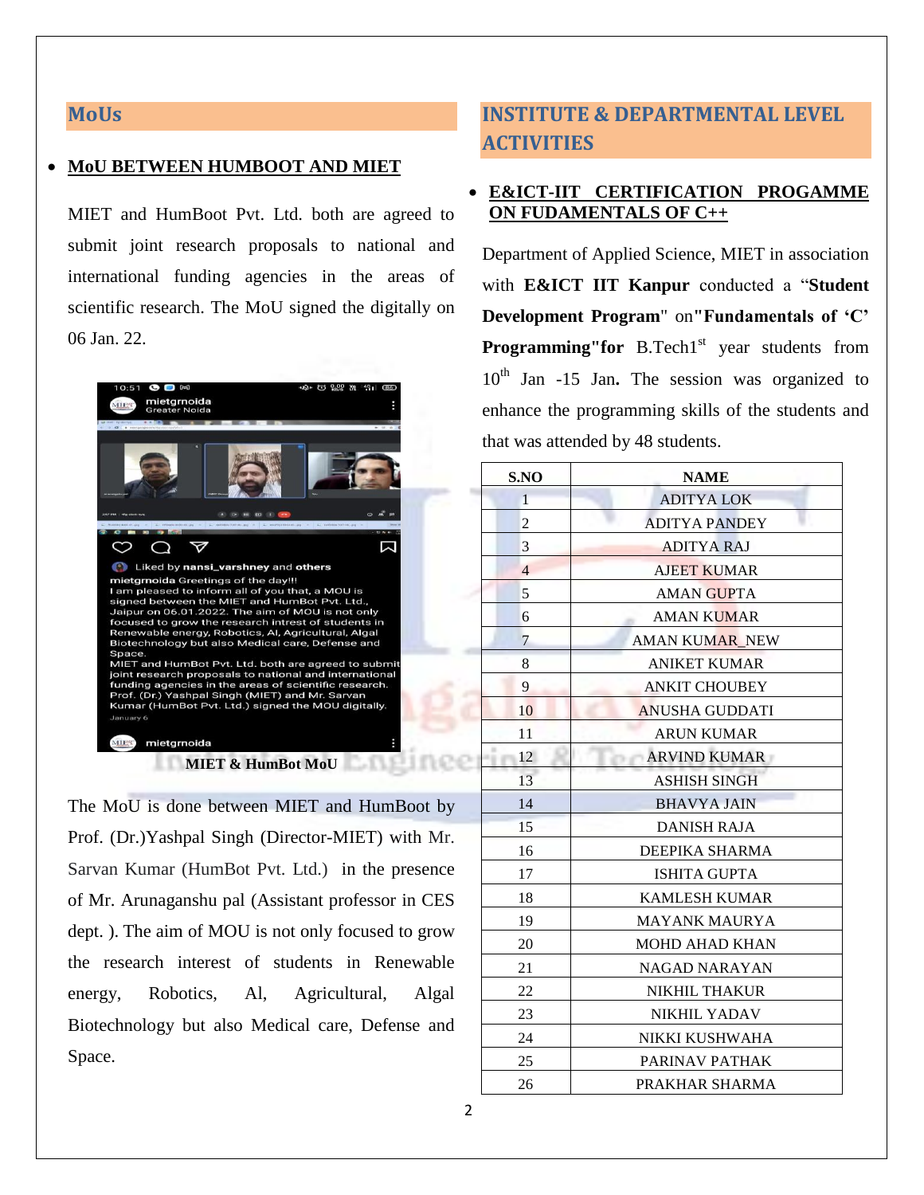## MoUs

- **MoU BETWEEN HUMBOOT AND MIET**

MIET and HumBoot Pvt. Ltd. both are agreed to submit joint research proposals to national and international funding agencies in the areas of scientific research. The MoU signed the digitally on 06 Jan. 22.

**MIET & HumBot MoU**

The MoU is done between MIET and HumBoot by Prof. (Dr.)Yashpal Singh (Director-MIET) with Mr. Sarvan Kumar (HumBot Pvt. Ltd.) in the presence of Mr. Arunaganshu pal (Assistant professor in CES dept. ). The aim of MOU is not only focused to grow the research interest of students in Renewable energy, Robotics, Al, Agricultural, Algal Biotechnology but also Medical care, Defense and Space.

## INSTITUTE & DEPARTMENTAL LEVEL ACTIVITIES

- **E&ICT-IIT CERTIFICATION PROGAMME ON FUDAMENTALS OF C++**

Department of Applied Science, MIET in association with **E&ICT IIT Kanpur** conducted a "**Student Development Program**" on**"Fundamentals of 'C' Programming"for** B.Tech1st year students from 10th Jan -15 Jan**.** The session was organized to enhance the programming skills of the students and that was attended by 48 students.

| S.NO | NAME |
|---|---|
| 1 | ADITYA LOK |
| 2 | ADITYA PANDEY |
| 3 | ADITYA RAJ |
| 4 | AJEET KUMAR |
| 5 | AMAN GUPTA |
| 6 | AMAN KUMAR |
| 7 | AMAN KUMAR_NEW |
| 8 | ANIKET KUMAR |
| 9 | ANKIT CHOUBEY |
| 10 | ANUSHA GUDDATI |
| 11 | ARUN KUMAR |
| 12 | ARVIND KUMAR |
| 13 | ASHISH SINGH |
| 14 | BHAVYA JAIN |
| 15 | DANISH RAJA |
| 16 | DEEPIKA SHARMA |
| 17 | ISHITA GUPTA |
| 18 | KAMLESH KUMAR |
| 19 | MAYANK MAURYA |
| 20 | MOHD AHAD KHAN |
| 21 | NAGAD NARAYAN |
| 22 | NIKHIL THAKUR |
| 23 | NIKHIL YADAV |
| 24 | NIKKI KUSHWAHA |
| 25 | PARINAV PATHAK |
| 26 | PRAKHAR SHARMA |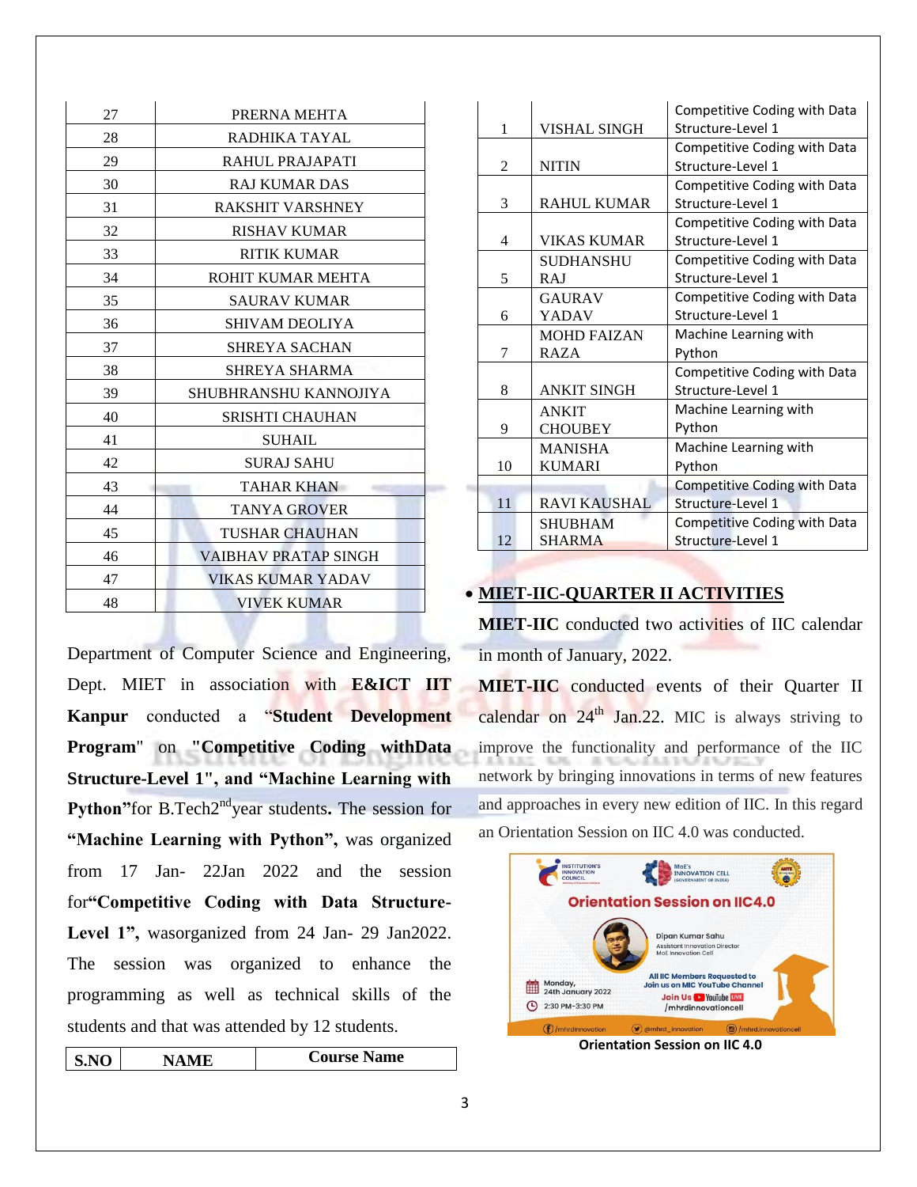| 27 | PRERNA MEHTA |
|---|---|
| 28 | RADHIKA TAYAL |
| 29 | RAHUL PRAJAPATI |
| 30 | RAJ KUMAR DAS |
| 31 | RAKSHIT VARSHNEY |
| 32 | RISHAV KUMAR |
| 33 | RITIK KUMAR |
| 34 | ROHIT KUMAR MEHTA |
| 35 | SAURAV KUMAR |
| 36 | SHIVAM DEOLIYA |
| 37 | SHREYA SACHAN |
| 38 | SHREYA SHARMA |
| 39 | SHUBHRANSHU KANNOJIYA |
| 40 | SRISHTI CHAUHAN |
| 41 | SUHAIL |
| 42 | SURAJ SAHU |
| 43 | TAHAR KHAN |
| 44 | TANYA GROVER |
| 45 | TUSHAR CHAUHAN |
| 46 | VAIBHAV PRATAP SINGH |
| 47 | VIKAS KUMAR YADAV |
| 48 | VIVEK KUMAR |

Department of Computer Science and Engineering, Dept. MIET in association with **E&ICT IIT Kanpur** conducted a "**Student Development Program**" on "**Competitive Coding withData Structure-Level 1", and "Machine Learning with Python"**for B.Tech2nd year students**.** The session for **"Machine Learning with Python",** was organized from 17 Jan- 22Jan 2022 and the session for**"Competitive Coding with Data Structure-Level 1",** wasorganized from 24 Jan- 29 Jan2022. The session was organized to enhance the programming as well as technical skills of the students and that was attended by 12 students.

| S.NO | NAME | Course Name |
|---|---|---|
| 1 | VISHAL SINGH | Competitive Coding with Data Structure-Level 1 |
| 2 | NITIN | Competitive Coding with Data Structure-Level 1 |
| 3 | RAHUL KUMAR | Competitive Coding with Data Structure-Level 1 |
| 4 | VIKAS KUMAR | Competitive Coding with Data Structure-Level 1 |
| 5 | SUDHANSHU RAJ | Competitive Coding with Data Structure-Level 1 |
| 6 | GAURAV YADAV | Competitive Coding with Data Structure-Level 1 |
| 7 | MOHD FAIZAN RAZA | Machine Learning with Python |
| 8 | ANKIT SINGH | Competitive Coding with Data Structure-Level 1 |
| 9 | ANKIT CHOUBEY | Machine Learning with Python |
| 10 | MANISHA KUMARI | Machine Learning with Python |
| 11 | RAVI KAUSHAL | Competitive Coding with Data Structure-Level 1 |
| 12 | SHUBHAM SHARMA | Competitive Coding with Data Structure-Level 1 |

- **MIET-IIC-QUARTER II ACTIVITIES**

**MIET-IIC** conducted two activities of IIC calendar in month of January, 2022.

**MIET-IIC** conducted events of their Quarter II calendar on 24th Jan.22. MIC is always striving to improve the functionality and performance of the IIC network by bringing innovations in terms of new features and approaches in every new edition of IIC. In this regard an Orientation Session on IIC 4.0 was conducted.

**Orientation Session on IIC 4.0**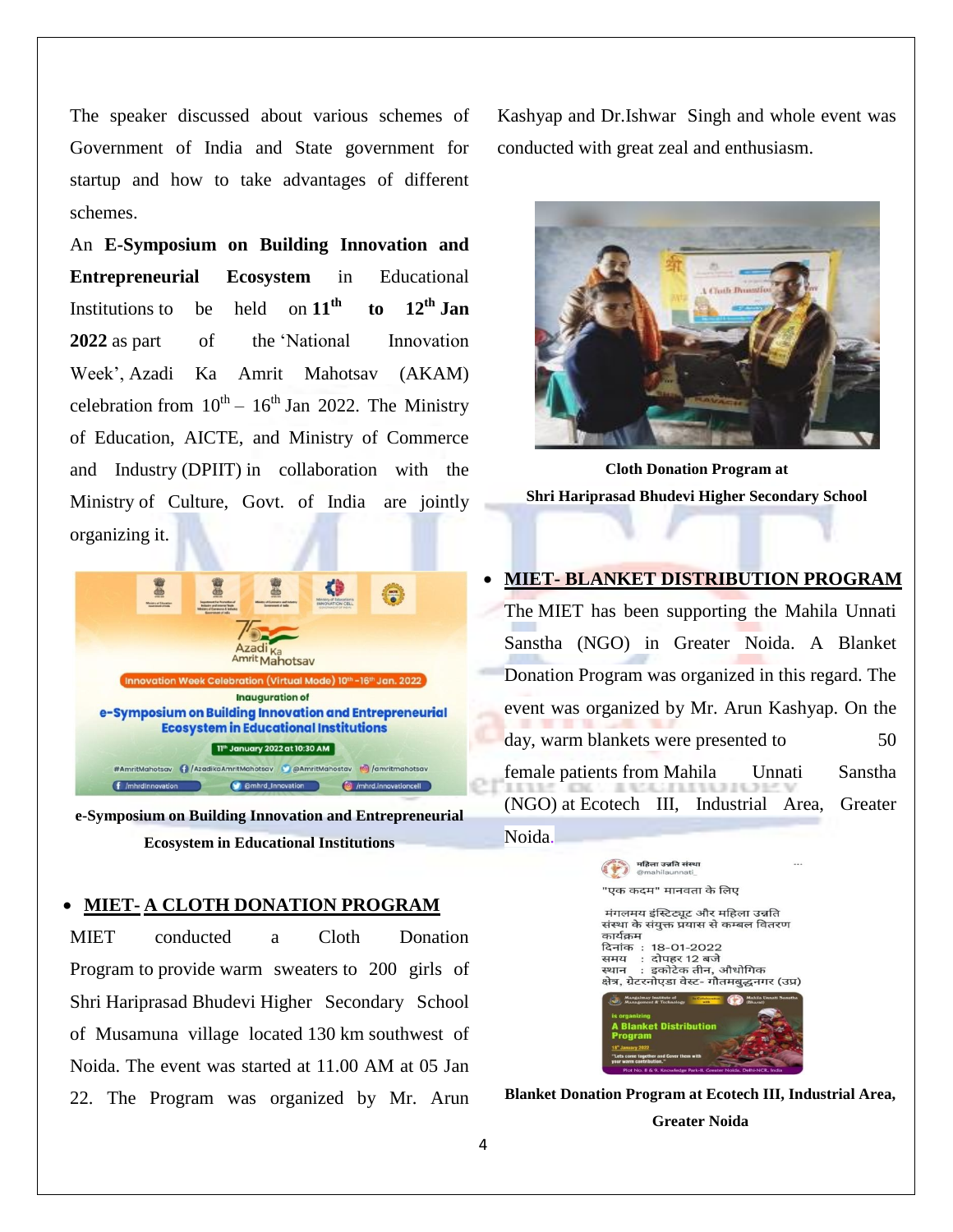The speaker discussed about various schemes of Government of India and State government for startup and how to take advantages of different schemes.

An **E-Symposium on Building Innovation and Entrepreneurial Ecosystem** in Educational Institutions to be held on **11th to 12th Jan 2022** as part of the 'National Innovation Week', Azadi Ka Amrit Mahotsav (AKAM) celebration from 10th – 16th Jan 2022. The Ministry of Education, AICTE, and Ministry of Commerce and Industry (DPIIT) in collaboration with the Ministry of Culture, Govt. of India are jointly organizing it.

**e-Symposium on Building Innovation and Entrepreneurial Ecosystem in Educational Institutions**

- **MIET- A CLOTH DONATION PROGRAM**

MIET conducted a Cloth Donation Program to provide warm sweaters to 200 girls of Shri Hariprasad Bhudevi Higher Secondary School of Musamuna village located 130 km southwest of Noida. The event was started at 11.00 AM at 05 Jan 22. The Program was organized by Mr. Arun Kashyap and Dr.Ishwar Singh and whole event was conducted with great zeal and enthusiasm.

**Cloth Donation Program at Shri Hariprasad Bhudevi Higher Secondary School**

- **MIET- BLANKET DISTRIBUTION PROGRAM**

The MIET has been supporting the Mahila Unnati Sanstha (NGO) in Greater Noida. A Blanket Donation Program was organized in this regard. The event was organized by Mr. Arun Kashyap. On the day, warm blankets were presented to 50 female patients from Mahila Unnati Sanstha (NGO) at Ecotech III, Industrial Area, Greater Noida.

**Blanket Donation Program at Ecotech III, Industrial Area, Greater Noida**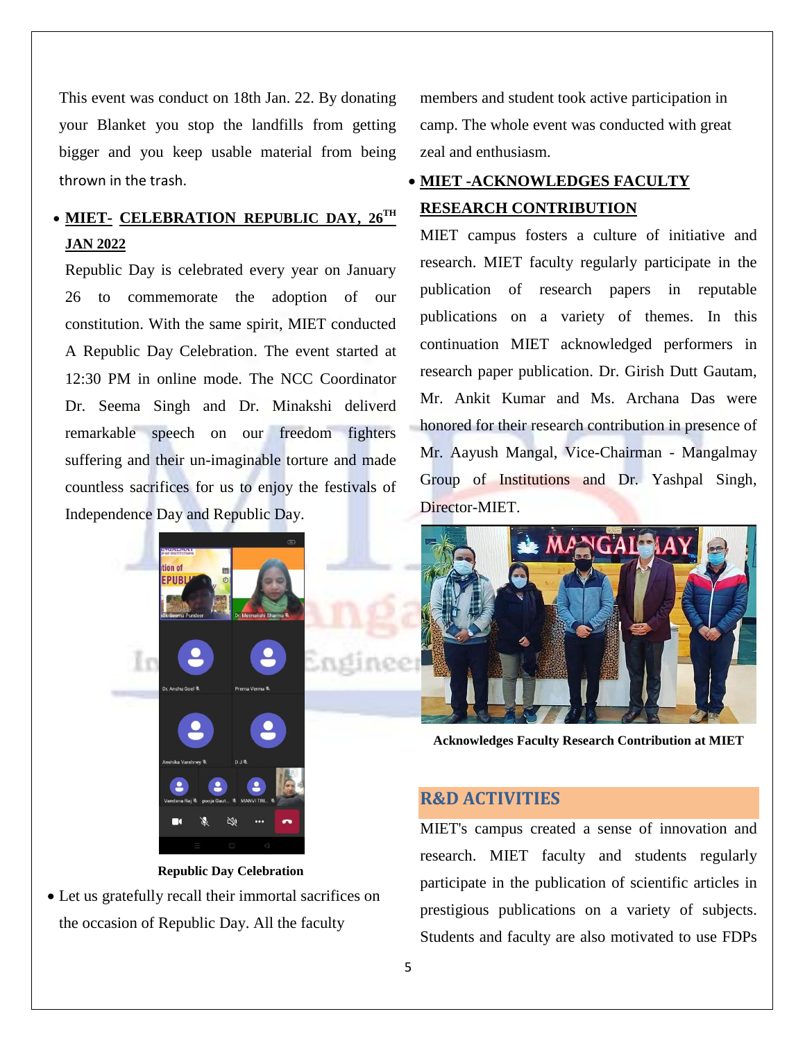This event was conduct on 18th Jan. 22. By donating your Blanket you stop the landfills from getting bigger and you keep usable material from being thrown in the trash.

- **MIET- CELEBRATION REPUBLIC DAY, 26TH JAN 2022**

Republic Day is celebrated every year on January 26 to commemorate the adoption of our constitution. With the same spirit, MIET conducted A Republic Day Celebration. The event started at 12:30 PM in online mode. The NCC Coordinator Dr. Seema Singh and Dr. Minakshi deliverd remarkable speech on our freedom fighters suffering and their un-imaginable torture and made countless sacrifices for us to enjoy the festivals of Independence Day and Republic Day.

**Republic Day Celebration**

- Let us gratefully recall their immortal sacrifices on the occasion of Republic Day. All the faculty members and student took active participation in camp. The whole event was conducted with great zeal and enthusiasm.

- **MIET -ACKNOWLEDGES FACULTY RESEARCH CONTRIBUTION**

MIET campus fosters a culture of initiative and research. MIET faculty regularly participate in the publication of research papers in reputable publications on a variety of themes. In this continuation MIET acknowledged performers in research paper publication. Dr. Girish Dutt Gautam, Mr. Ankit Kumar and Ms. Archana Das were honored for their research contribution in presence of Mr. Aayush Mangal, Vice-Chairman - Mangalmay Group of Institutions and Dr. Yashpal Singh, Director-MIET.

**Acknowledges Faculty Research Contribution at MIET**

## R&D ACTIVITIES

MIET's campus created a sense of innovation and research. MIET faculty and students regularly participate in the publication of scientific articles in prestigious publications on a variety of subjects. Students and faculty are also motivated to use FDPs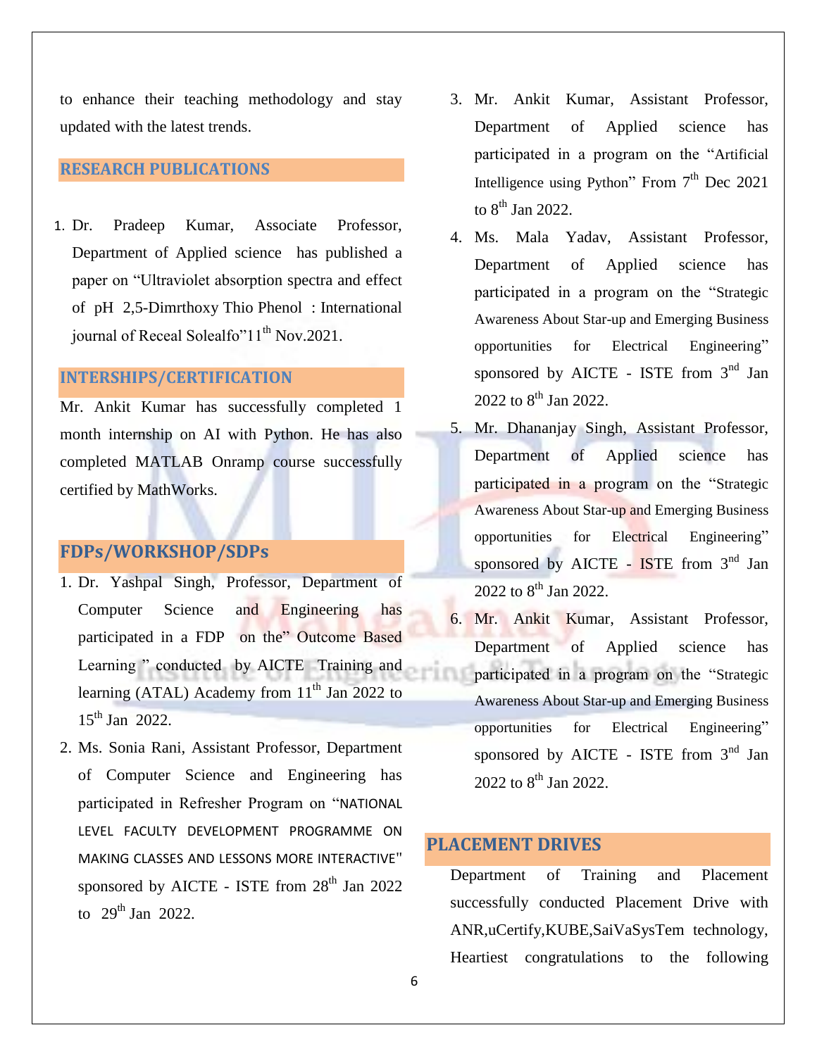to enhance their teaching methodology and stay updated with the latest trends.

## RESEARCH PUBLICATIONS

1. Dr. Pradeep Kumar, Associate Professor, Department of Applied science has published a paper on "Ultraviolet absorption spectra and effect of pH 2,5-Dimrthoxy Thio Phenol : International journal of Receal Solealfo"11th Nov.2021.

## INTERSHIPS/CERTIFICATION

Mr. Ankit Kumar has successfully completed 1 month internship on AI with Python. He has also completed MATLAB Onramp course successfully certified by MathWorks.

## FDPs/WORKSHOP/SDPs

1. Dr. Yashpal Singh, Professor, Department of Computer Science and Engineering has participated in a FDP on the" Outcome Based Learning " conducted by AICTE Training and learning (ATAL) Academy from 11th Jan 2022 to 15th Jan 2022.
2. Ms. Sonia Rani, Assistant Professor, Department of Computer Science and Engineering has participated in Refresher Program on "NATIONAL LEVEL FACULTY DEVELOPMENT PROGRAMME ON MAKING CLASSES AND LESSONS MORE INTERACTIVE" sponsored by AICTE - ISTE from 28th Jan 2022 to 29th Jan 2022.
3. Mr. Ankit Kumar, Assistant Professor, Department of Applied science has participated in a program on the "Artificial Intelligence using Python" From 7th Dec 2021 to 8th Jan 2022.
4. Ms. Mala Yadav, Assistant Professor, Department of Applied science has participated in a program on the "Strategic Awareness About Star-up and Emerging Business opportunities for Electrical Engineering" sponsored by AICTE - ISTE from 3nd Jan 2022 to 8th Jan 2022.
5. Mr. Dhananjay Singh, Assistant Professor, Department of Applied science has participated in a program on the "Strategic Awareness About Star-up and Emerging Business opportunities for Electrical Engineering" sponsored by AICTE - ISTE from 3nd Jan 2022 to 8th Jan 2022.
6. Mr. Ankit Kumar, Assistant Professor, Department of Applied science has participated in a program on the "Strategic Awareness About Star-up and Emerging Business opportunities for Electrical Engineering" sponsored by AICTE - ISTE from 3nd Jan 2022 to 8th Jan 2022.

## PLACEMENT DRIVES

Department of Training and Placement successfully conducted Placement Drive with ANR,uCertify,KUBE,SaiVaSysTem technology, Heartiest congratulations to the following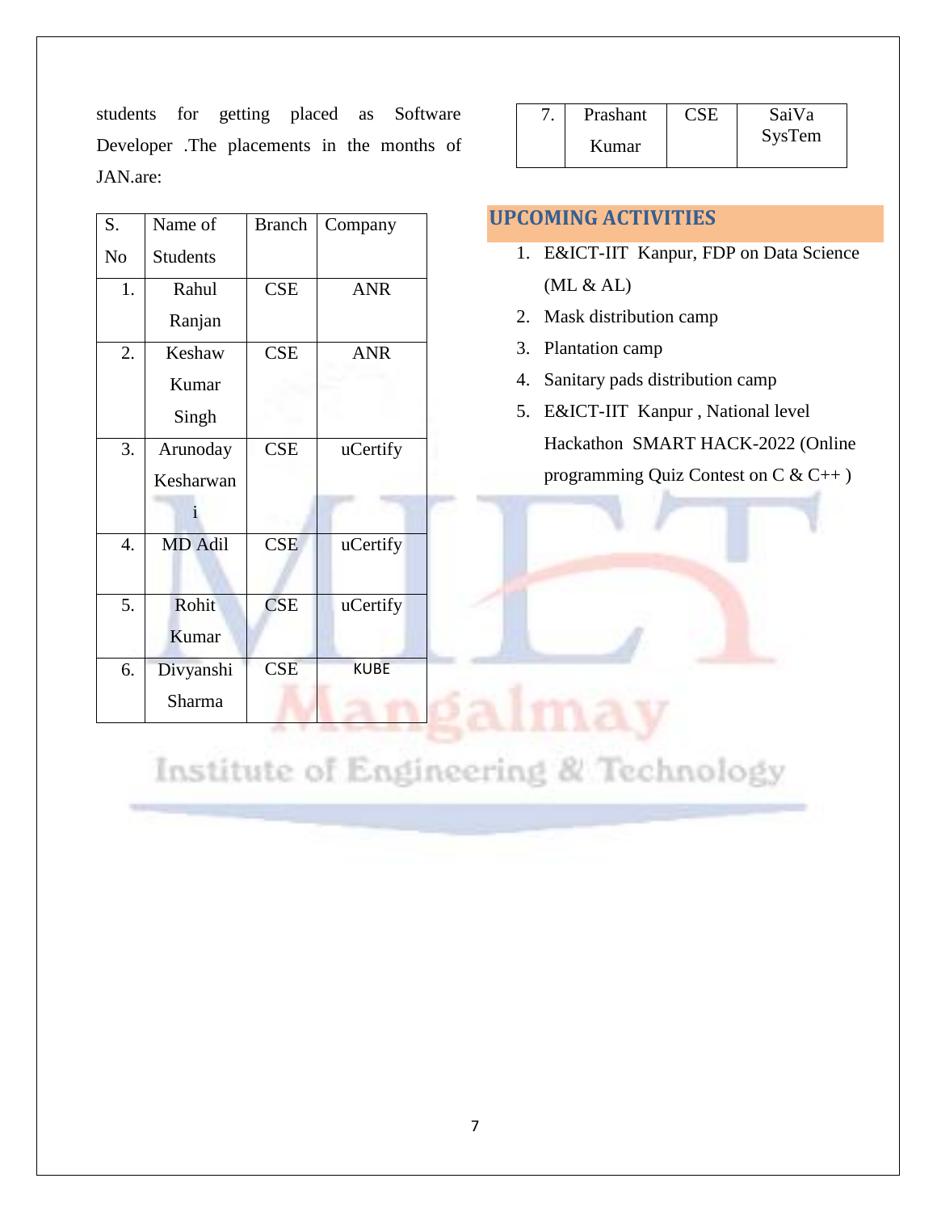students for getting placed as Software Developer .The placements in the months of JAN.are:

| S. No | Name of Students | Branch | Company |
|---|---|---|---|
| 1. | Rahul Ranjan | CSE | ANR |
| 2. | Keshaw Kumar Singh | CSE | ANR |
| 3. | Arunoday Kesharwani | CSE | uCertify |
| 4. | MD Adil | CSE | uCertify |
| 5. | Rohit Kumar | CSE | uCertify |
| 6. | Divyanshi Sharma | CSE | KUBE |
| 7. | Prashant Kumar | CSE | SaiVa SysTem |

## UPCOMING ACTIVITIES

1. E&ICT-IIT Kanpur, FDP on Data Science (ML & AL)
2. Mask distribution camp
3. Plantation camp
4. Sanitary pads distribution camp
5. E&ICT-IIT Kanpur , National level Hackathon SMART HACK-2022 (Online programming Quiz Contest on C & C++ )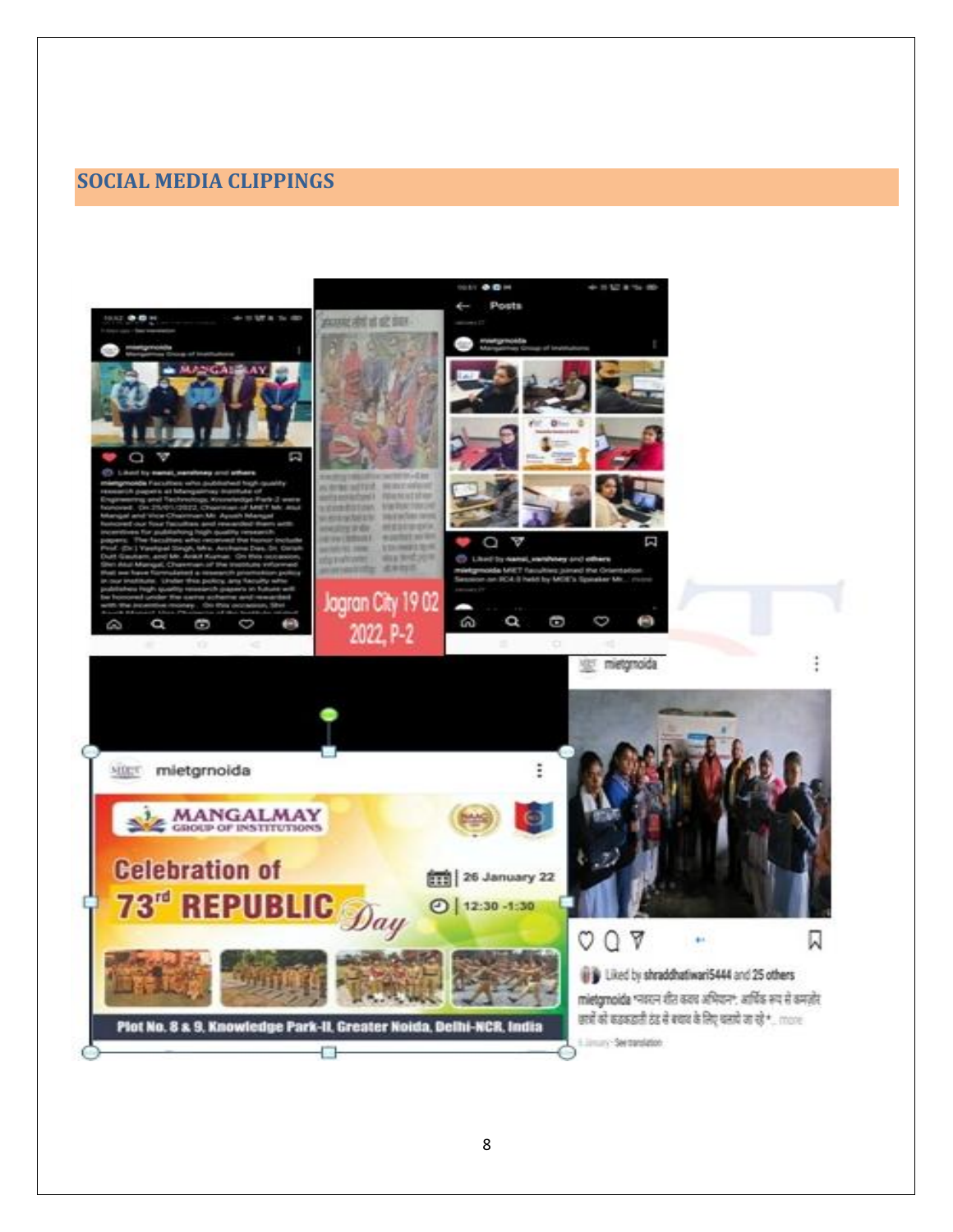## SOCIAL MEDIA CLIPPINGS

Jagran City 19 02 2022, P-2